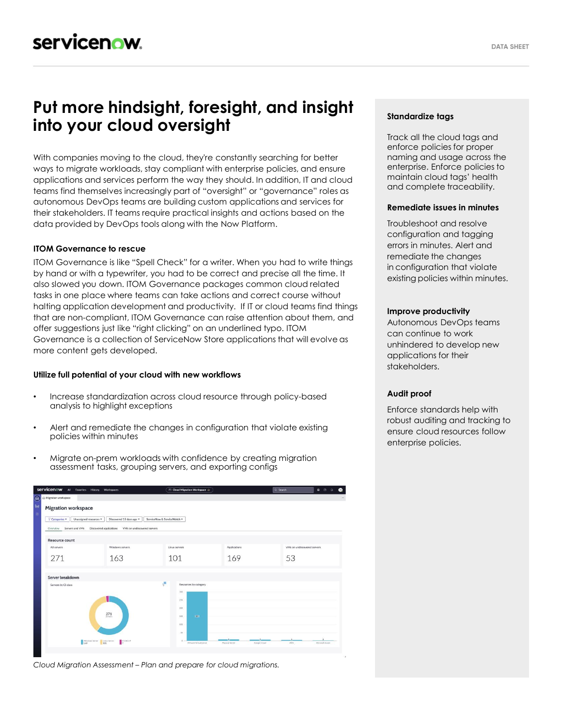# Put more hindsight, foresight, and insight into your cloud oversight

With companies moving to the cloud, they're constantly searching for better ways to migrate workloads, stay compliant with enterprise policies, and ensure applications and services perform the way they should. In addition, IT and cloud teams find themselves increasingly part of "oversight" or "governance" roles as autonomous DevOps teams are building custom applications and services for their stakeholders. IT teams require practical insights and actions based on the data provided by DevOps tools along with the Now Platform.

### ITOM Governance to rescue

ITOM Governance is like "Spell Check" for a writer. When you had to write things by hand or with a typewriter, you had to be correct and precise all the time. It also slowed you down. ITOM Governance packages common cloud related tasks in one place where teams can take actions and correct course without halting application development and productivity. If IT or cloud teams find things that are non-compliant, ITOM Governance can raise attention about them, and offer suggestions just like "right clicking" on an underlined typo. ITOM Governance is a collection of ServiceNow Store applications that will evolve as more content gets developed.

### Utilize full potential of your cloud with new workflows

- Increase standardization across cloud resource through policy-based analysis to highlight exceptions
- Alert and remediate the changes in configuration that violate existing policies within minutes
- Migrate on-prem workloads with confidence by creating migration assessment tasks, grouping servers, and exporting configs

*Cloud Migration Assessment – Plan and prepare for cloud migrations.*

### Standardize tags

Track all the cloud tags and enforce policies for proper naming and usage across the enterprise. Enforce policies to maintain cloud tags' health and complete traceability.

### Remediate issues in minutes

Troubleshoot and resolve configuration and tagging errors in minutes. Alert and remediate the changes in configuration that violate existing policies within minutes.

### Improve productivity

Autonomous DevOps teams can continue to work unhindered to develop new applications for their stakeholders.

### Audit proof

Enforce standards help with robust auditing and tracking to ensure cloud resources follow enterprise policies.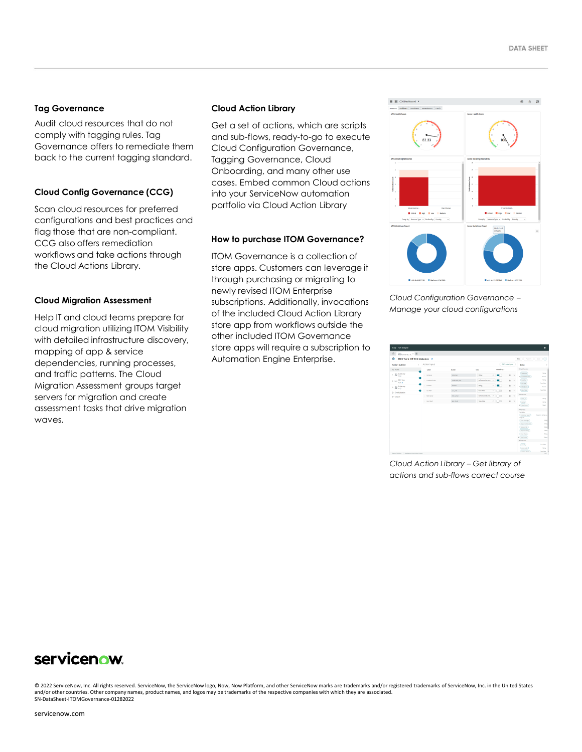### Tag Governance

Audit cloud resources that do not comply with tagging rules. Tag Governance offers to remediate them back to the current tagging standard.

### Cloud Config Governance (CCG)

Scan cloud resources for preferred configurations and best practices and flag those that are non-compliant. CCG also offers remediation workflows and take actions through the Cloud Actions Library.

### Cloud Migration Assessment

Help IT and cloud teams prepare for cloud migration utilizing ITOM Visibility with detailed infrastructure discovery, mapping of app & service dependencies, running processes, and traffic patterns. The Cloud Migration Assessment groups target servers for migration and create assessment tasks that drive migration waves.

### Cloud Action Library

Get a set of actions, which are scripts and sub-flows, ready-to-go to execute Cloud Configuration Governance, Tagging Governance, Cloud Onboarding, and many other use cases. Embed common Cloud actions into your ServiceNow automation portfolio via Cloud Action Library

### How to purchase ITOM Governance?

ITOM Governance is a collection of store apps. Customers can leverage it through purchasing or migrating to newly revised ITOM Enterprise subscriptions. Additionally, invocations of the included Cloud Action Library store app from workflows outside the other included ITOM Governance store apps will require a subscription to Automation Engine Enterprise.

*Cloud Configuration Governance – Manage your cloud configurations*

*Cloud Action Library – Get library of actions and sub-flows correct course*

© 2022 ServiceNow, Inc. All rights reserved. ServiceNow, the ServiceNow logo, Now, Now Platform, and other ServiceNow marks are trademarks and/or registered trademarks of ServiceNow, Inc. in the United States and/or other countries. Other company names, product names, and logos may be trademarks of the respective companies with which they are associated.
SN-DataSheet-ITOMGovernance-01282022

servicenow.com